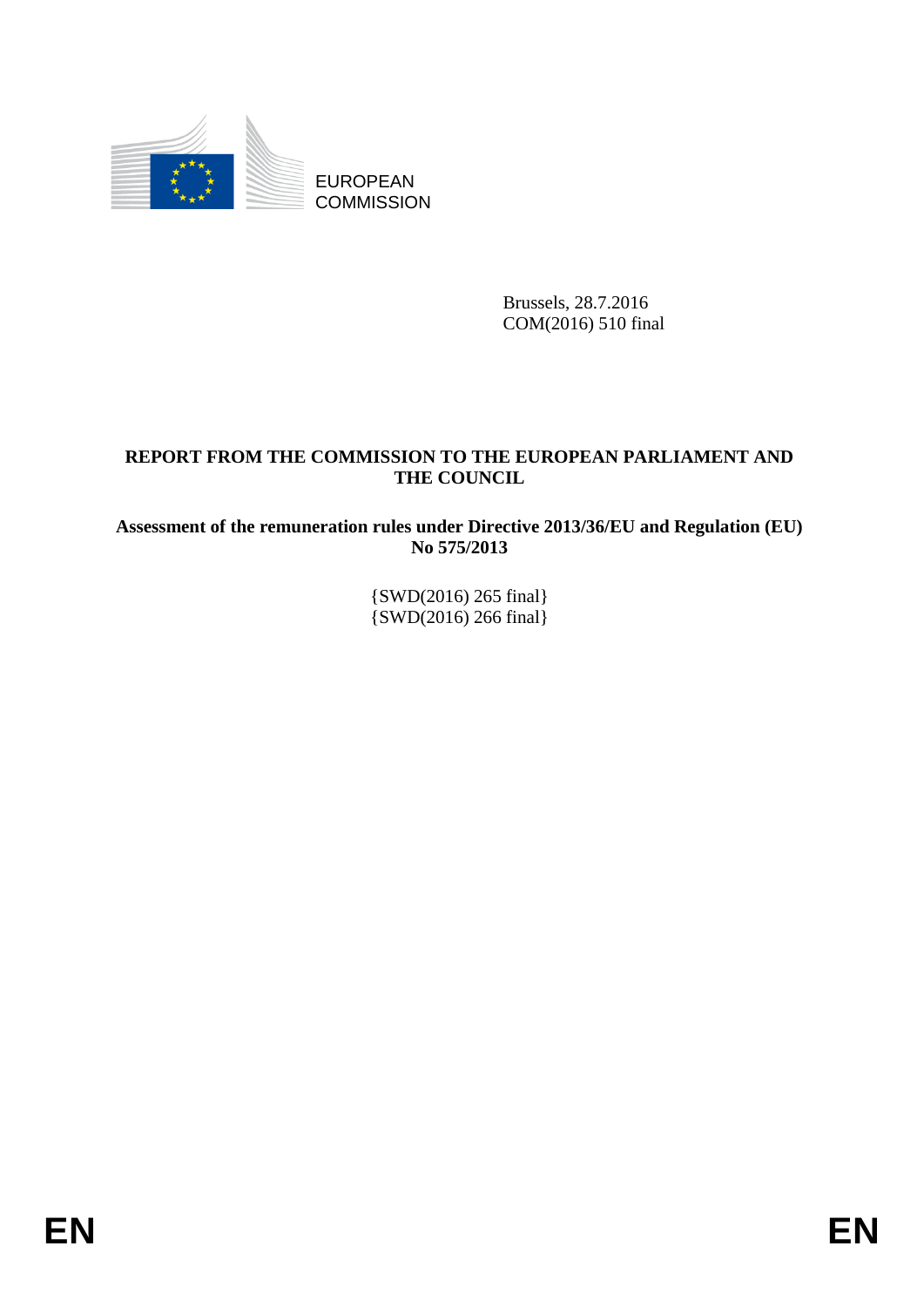EUROPEAN
COMMISSION

Brussels, 28.7.2016
COM(2016) 510 final

**REPORT FROM THE COMMISSION TO THE EUROPEAN PARLIAMENT AND THE COUNCIL**

**Assessment of the remuneration rules under Directive 2013/36/EU and Regulation (EU) No 575/2013**

{SWD(2016) 265 final}
{SWD(2016) 266 final}

EN EN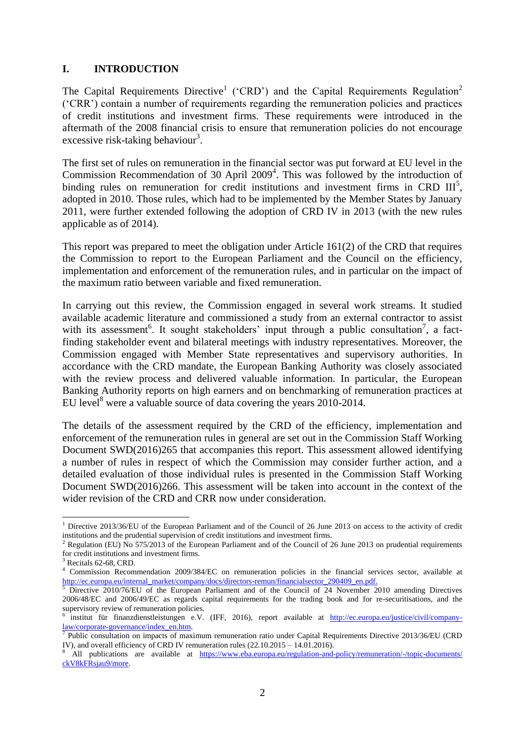## I. INTRODUCTION

The Capital Requirements Directive[1] ('CRD') and the Capital Requirements Regulation[2] ('CRR') contain a number of requirements regarding the remuneration policies and practices of credit institutions and investment firms. These requirements were introduced in the aftermath of the 2008 financial crisis to ensure that remuneration policies do not encourage excessive risk-taking behaviour[3].

The first set of rules on remuneration in the financial sector was put forward at EU level in the Commission Recommendation of 30 April 2009[4]. This was followed by the introduction of binding rules on remuneration for credit institutions and investment firms in CRD III[5], adopted in 2010. Those rules, which had to be implemented by the Member States by January 2011, were further extended following the adoption of CRD IV in 2013 (with the new rules applicable as of 2014).

This report was prepared to meet the obligation under Article 161(2) of the CRD that requires the Commission to report to the European Parliament and the Council on the efficiency, implementation and enforcement of the remuneration rules, and in particular on the impact of the maximum ratio between variable and fixed remuneration.

In carrying out this review, the Commission engaged in several work streams. It studied available academic literature and commissioned a study from an external contractor to assist with its assessment[6]. It sought stakeholders' input through a public consultation[7], a fact-finding stakeholder event and bilateral meetings with industry representatives. Moreover, the Commission engaged with Member State representatives and supervisory authorities. In accordance with the CRD mandate, the European Banking Authority was closely associated with the review process and delivered valuable information. In particular, the European Banking Authority reports on high earners and on benchmarking of remuneration practices at EU level[8] were a valuable source of data covering the years 2010-2014.

The details of the assessment required by the CRD of the efficiency, implementation and enforcement of the remuneration rules in general are set out in the Commission Staff Working Document SWD(2016)265 that accompanies this report. This assessment allowed identifying a number of rules in respect of which the Commission may consider further action, and a detailed evaluation of those individual rules is presented in the Commission Staff Working Document SWD(2016)266. This assessment will be taken into account in the context of the wider revision of the CRD and CRR now under consideration.

---

[1] Directive 2013/36/EU of the European Parliament and of the Council of 26 June 2013 on access to the activity of credit institutions and the prudential supervision of credit institutions and investment firms.

[2] Regulation (EU) No 575/2013 of the European Parliament and of the Council of 26 June 2013 on prudential requirements for credit institutions and investment firms.

[3] Recitals 62-68, CRD.

[4] Commission Recommendation 2009/384/EC on remuneration policies in the financial services sector, available at http://ec.europa.eu/internal_market/company/docs/directors-remun/financialsector_290409_en.pdf.

[5] Directive 2010/76/EU of the European Parliament and of the Council of 24 November 2010 amending Directives 2006/48/EC and 2006/49/EC as regards capital requirements for the trading book and for re-securitisations, and the supervisory review of remuneration policies.

[6] institut für finanzdienstleistungen e.V. (IFF, 2016), report available at http://ec.europa.eu/justice/civil/company-law/corporate-governance/index_en.htm.

[7] Public consultation on impacts of maximum remuneration ratio under Capital Requirements Directive 2013/36/EU (CRD IV), and overall efficiency of CRD IV remuneration rules (22.10.2015 – 14.01.2016).

[8] All publications are available at https://www.eba.europa.eu/regulation-and-policy/remuneration/-/topic-documents/ckV8kFRsjau9/more.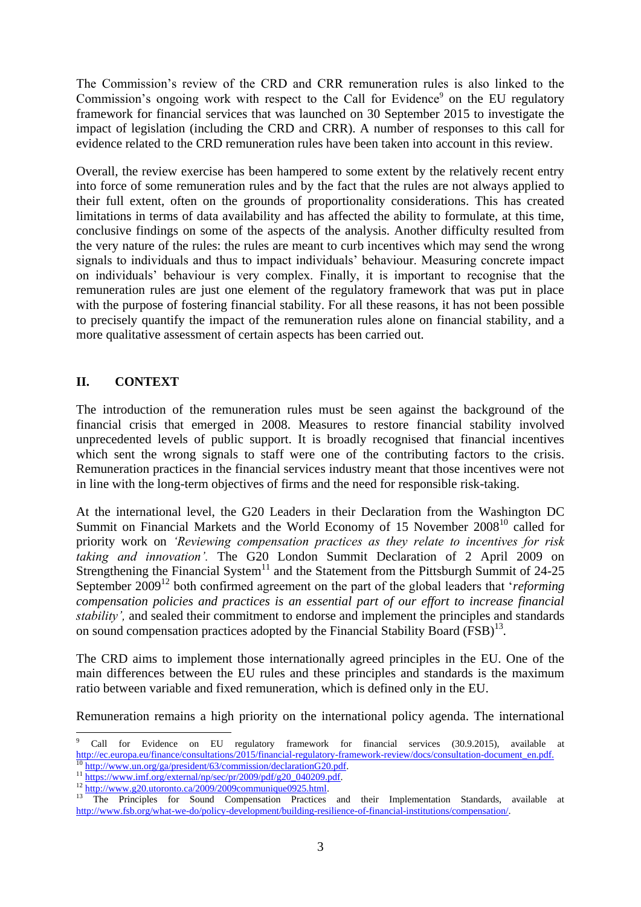The Commission's review of the CRD and CRR remuneration rules is also linked to the Commission's ongoing work with respect to the Call for Evidence[9] on the EU regulatory framework for financial services that was launched on 30 September 2015 to investigate the impact of legislation (including the CRD and CRR). A number of responses to this call for evidence related to the CRD remuneration rules have been taken into account in this review.

Overall, the review exercise has been hampered to some extent by the relatively recent entry into force of some remuneration rules and by the fact that the rules are not always applied to their full extent, often on the grounds of proportionality considerations. This has created limitations in terms of data availability and has affected the ability to formulate, at this time, conclusive findings on some of the aspects of the analysis. Another difficulty resulted from the very nature of the rules: the rules are meant to curb incentives which may send the wrong signals to individuals and thus to impact individuals' behaviour. Measuring concrete impact on individuals' behaviour is very complex. Finally, it is important to recognise that the remuneration rules are just one element of the regulatory framework that was put in place with the purpose of fostering financial stability. For all these reasons, it has not been possible to precisely quantify the impact of the remuneration rules alone on financial stability, and a more qualitative assessment of certain aspects has been carried out.

## II. CONTEXT

The introduction of the remuneration rules must be seen against the background of the financial crisis that emerged in 2008. Measures to restore financial stability involved unprecedented levels of public support. It is broadly recognised that financial incentives which sent the wrong signals to staff were one of the contributing factors to the crisis. Remuneration practices in the financial services industry meant that those incentives were not in line with the long-term objectives of firms and the need for responsible risk-taking.

At the international level, the G20 Leaders in their Declaration from the Washington DC Summit on Financial Markets and the World Economy of 15 November 2008[10] called for priority work on *'Reviewing compensation practices as they relate to incentives for risk taking and innovation'*. The G20 London Summit Declaration of 2 April 2009 on Strengthening the Financial System[11] and the Statement from the Pittsburgh Summit of 24-25 September 2009[12] both confirmed agreement on the part of the global leaders that '*reforming compensation policies and practices is an essential part of our effort to increase financial stability',* and sealed their commitment to endorse and implement the principles and standards on sound compensation practices adopted by the Financial Stability Board (FSB)[13].

The CRD aims to implement those internationally agreed principles in the EU. One of the main differences between the EU rules and these principles and standards is the maximum ratio between variable and fixed remuneration, which is defined only in the EU.

Remuneration remains a high priority on the international policy agenda. The international

---

[9] Call for Evidence on EU regulatory framework for financial services (30.9.2015), available at http://ec.europa.eu/finance/consultations/2015/financial-regulatory-framework-review/docs/consultation-document_en.pdf.

[10] http://www.un.org/ga/president/63/commission/declarationG20.pdf.

[11] https://www.imf.org/external/np/sec/pr/2009/pdf/g20_040209.pdf.

[12] http://www.g20.utoronto.ca/2009/2009communique0925.html.

[13] The Principles for Sound Compensation Practices and their Implementation Standards, available at http://www.fsb.org/what-we-do/policy-development/building-resilience-of-financial-institutions/compensation/.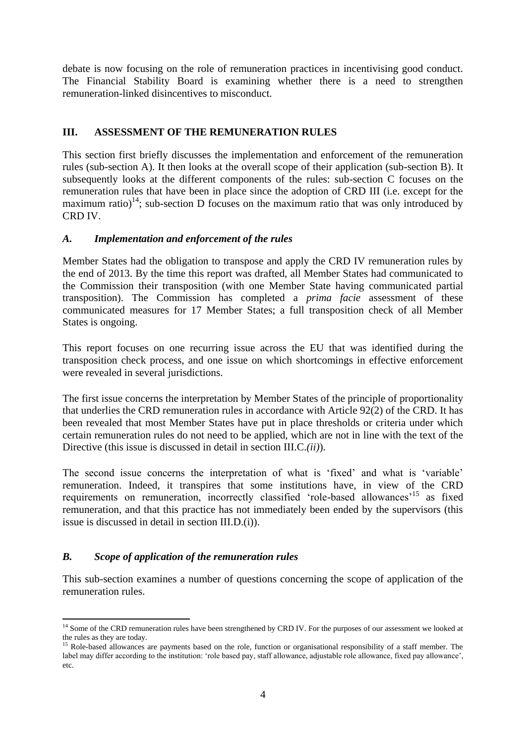debate is now focusing on the role of remuneration practices in incentivising good conduct. The Financial Stability Board is examining whether there is a need to strengthen remuneration-linked disincentives to misconduct.

## III. ASSESSMENT OF THE REMUNERATION RULES

This section first briefly discusses the implementation and enforcement of the remuneration rules (sub-section A). It then looks at the overall scope of their application (sub-section B). It subsequently looks at the different components of the rules: sub-section C focuses on the remuneration rules that have been in place since the adoption of CRD III (i.e. except for the maximum ratio)[14]; sub-section D focuses on the maximum ratio that was only introduced by CRD IV.

### *A. Implementation and enforcement of the rules*

Member States had the obligation to transpose and apply the CRD IV remuneration rules by the end of 2013. By the time this report was drafted, all Member States had communicated to the Commission their transposition (with one Member State having communicated partial transposition). The Commission has completed a *prima facie* assessment of these communicated measures for 17 Member States; a full transposition check of all Member States is ongoing.

This report focuses on one recurring issue across the EU that was identified during the transposition check process, and one issue on which shortcomings in effective enforcement were revealed in several jurisdictions.

The first issue concerns the interpretation by Member States of the principle of proportionality that underlies the CRD remuneration rules in accordance with Article 92(2) of the CRD. It has been revealed that most Member States have put in place thresholds or criteria under which certain remuneration rules do not need to be applied, which are not in line with the text of the Directive (this issue is discussed in detail in section III.C.*(ii)*).

The second issue concerns the interpretation of what is 'fixed' and what is 'variable' remuneration. Indeed, it transpires that some institutions have, in view of the CRD requirements on remuneration, incorrectly classified 'role-based allowances'[15] as fixed remuneration, and that this practice has not immediately been ended by the supervisors (this issue is discussed in detail in section III.D.(i)).

### *B. Scope of application of the remuneration rules*

This sub-section examines a number of questions concerning the scope of application of the remuneration rules.

---

[14] Some of the CRD remuneration rules have been strengthened by CRD IV. For the purposes of our assessment we looked at the rules as they are today.

[15] Role-based allowances are payments based on the role, function or organisational responsibility of a staff member. The label may differ according to the institution: 'role based pay, staff allowance, adjustable role allowance, fixed pay allowance', etc.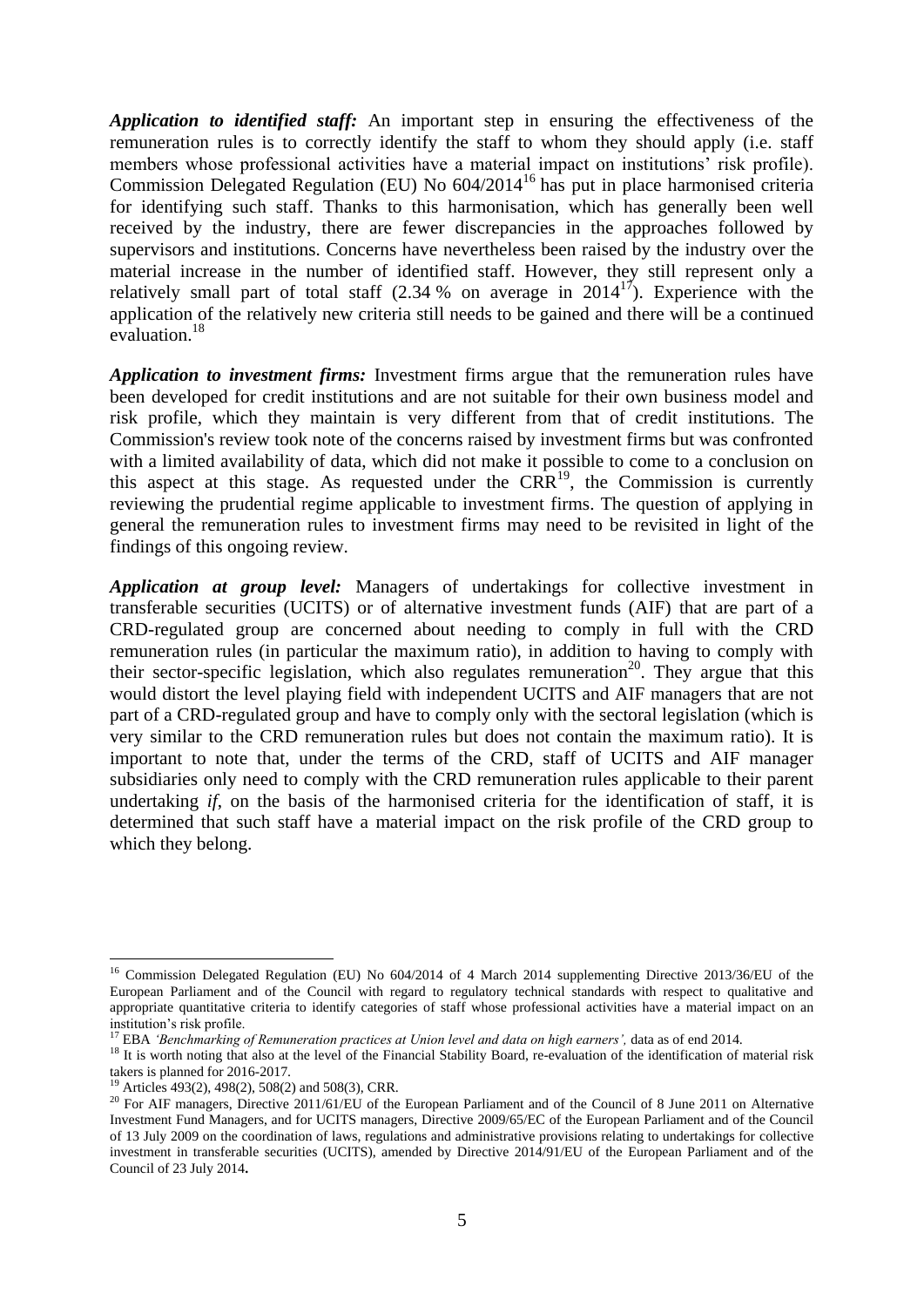***Application to identified staff:*** An important step in ensuring the effectiveness of the remuneration rules is to correctly identify the staff to whom they should apply (i.e. staff members whose professional activities have a material impact on institutions' risk profile). Commission Delegated Regulation (EU) No 604/2014[16] has put in place harmonised criteria for identifying such staff. Thanks to this harmonisation, which has generally been well received by the industry, there are fewer discrepancies in the approaches followed by supervisors and institutions. Concerns have nevertheless been raised by the industry over the material increase in the number of identified staff. However, they still represent only a relatively small part of total staff (2.34 % on average in 2014[17]). Experience with the application of the relatively new criteria still needs to be gained and there will be a continued evaluation.[18]

***Application to investment firms:*** Investment firms argue that the remuneration rules have been developed for credit institutions and are not suitable for their own business model and risk profile, which they maintain is very different from that of credit institutions. The Commission's review took note of the concerns raised by investment firms but was confronted with a limited availability of data, which did not make it possible to come to a conclusion on this aspect at this stage. As requested under the CRR[19], the Commission is currently reviewing the prudential regime applicable to investment firms. The question of applying in general the remuneration rules to investment firms may need to be revisited in light of the findings of this ongoing review.

***Application at group level:*** Managers of undertakings for collective investment in transferable securities (UCITS) or of alternative investment funds (AIF) that are part of a CRD-regulated group are concerned about needing to comply in full with the CRD remuneration rules (in particular the maximum ratio), in addition to having to comply with their sector-specific legislation, which also regulates remuneration[20]. They argue that this would distort the level playing field with independent UCITS and AIF managers that are not part of a CRD-regulated group and have to comply only with the sectoral legislation (which is very similar to the CRD remuneration rules but does not contain the maximum ratio). It is important to note that, under the terms of the CRD, staff of UCITS and AIF manager subsidiaries only need to comply with the CRD remuneration rules applicable to their parent undertaking *if*, on the basis of the harmonised criteria for the identification of staff, it is determined that such staff have a material impact on the risk profile of the CRD group to which they belong.

---

[16] Commission Delegated Regulation (EU) No 604/2014 of 4 March 2014 supplementing Directive 2013/36/EU of the European Parliament and of the Council with regard to regulatory technical standards with respect to qualitative and appropriate quantitative criteria to identify categories of staff whose professional activities have a material impact on an institution's risk profile.

[17] EBA *'Benchmarking of Remuneration practices at Union level and data on high earners',* data as of end 2014.

[18] It is worth noting that also at the level of the Financial Stability Board, re-evaluation of the identification of material risk takers is planned for 2016-2017.

[19] Articles 493(2), 498(2), 508(2) and 508(3), CRR.

[20] For AIF managers, Directive 2011/61/EU of the European Parliament and of the Council of 8 June 2011 on Alternative Investment Fund Managers, and for UCITS managers, Directive 2009/65/EC of the European Parliament and of the Council of 13 July 2009 on the coordination of laws, regulations and administrative provisions relating to undertakings for collective investment in transferable securities (UCITS), amended by Directive 2014/91/EU of the European Parliament and of the Council of 23 July 2014**.**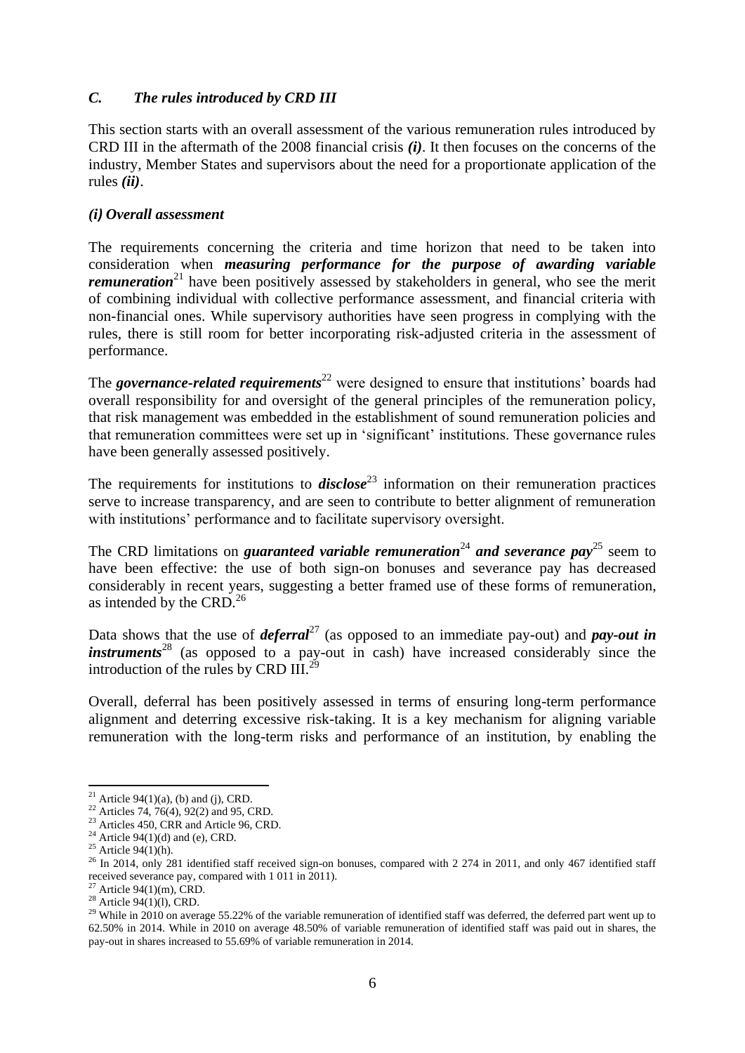### *C. The rules introduced by CRD III*

This section starts with an overall assessment of the various remuneration rules introduced by CRD III in the aftermath of the 2008 financial crisis ***(i)***. It then focuses on the concerns of the industry, Member States and supervisors about the need for a proportionate application of the rules ***(ii)***.

#### *(i) Overall assessment*

The requirements concerning the criteria and time horizon that need to be taken into consideration when ***measuring performance for the purpose of awarding variable remuneration***[21] have been positively assessed by stakeholders in general, who see the merit of combining individual with collective performance assessment, and financial criteria with non-financial ones. While supervisory authorities have seen progress in complying with the rules, there is still room for better incorporating risk-adjusted criteria in the assessment of performance.

The ***governance-related requirements***[22] were designed to ensure that institutions' boards had overall responsibility for and oversight of the general principles of the remuneration policy, that risk management was embedded in the establishment of sound remuneration policies and that remuneration committees were set up in 'significant' institutions. These governance rules have been generally assessed positively.

The requirements for institutions to ***disclose***[23] information on their remuneration practices serve to increase transparency, and are seen to contribute to better alignment of remuneration with institutions' performance and to facilitate supervisory oversight.

The CRD limitations on ***guaranteed variable remuneration***[24] ***and severance pay***[25] seem to have been effective: the use of both sign-on bonuses and severance pay has decreased considerably in recent years, suggesting a better framed use of these forms of remuneration, as intended by the CRD.[26]

Data shows that the use of ***deferral***[27] (as opposed to an immediate pay-out) and ***pay-out in instruments***[28] (as opposed to a pay-out in cash) have increased considerably since the introduction of the rules by CRD III.[29]

Overall, deferral has been positively assessed in terms of ensuring long-term performance alignment and deterring excessive risk-taking. It is a key mechanism for aligning variable remuneration with the long-term risks and performance of an institution, by enabling the

---

[21] Article 94(1)(a), (b) and (j), CRD.

[22] Articles 74, 76(4), 92(2) and 95, CRD.

[23] Articles 450, CRR and Article 96, CRD.

[24] Article 94(1)(d) and (e), CRD.

[25] Article 94(1)(h).

[26] In 2014, only 281 identified staff received sign-on bonuses, compared with 2 274 in 2011, and only 467 identified staff received severance pay, compared with 1 011 in 2011).

[27] Article 94(1)(m), CRD.

[28] Article 94(1)(l), CRD.

[29] While in 2010 on average 55.22% of the variable remuneration of identified staff was deferred, the deferred part went up to 62.50% in 2014. While in 2010 on average 48.50% of variable remuneration of identified staff was paid out in shares, the pay-out in shares increased to 55.69% of variable remuneration in 2014.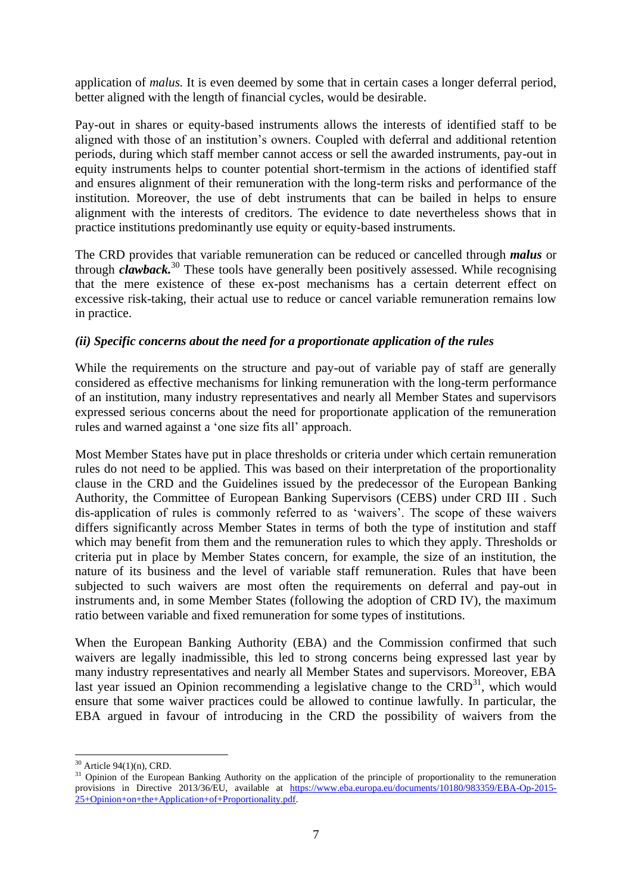application of *malus.* It is even deemed by some that in certain cases a longer deferral period, better aligned with the length of financial cycles, would be desirable.

Pay-out in shares or equity-based instruments allows the interests of identified staff to be aligned with those of an institution's owners. Coupled with deferral and additional retention periods, during which staff member cannot access or sell the awarded instruments, pay-out in equity instruments helps to counter potential short-termism in the actions of identified staff and ensures alignment of their remuneration with the long-term risks and performance of the institution. Moreover, the use of debt instruments that can be bailed in helps to ensure alignment with the interests of creditors. The evidence to date nevertheless shows that in practice institutions predominantly use equity or equity-based instruments.

The CRD provides that variable remuneration can be reduced or cancelled through ***malus*** or through ***clawback.***[30] These tools have generally been positively assessed. While recognising that the mere existence of these ex-post mechanisms has a certain deterrent effect on excessive risk-taking, their actual use to reduce or cancel variable remuneration remains low in practice.

***(ii) Specific concerns about the need for a proportionate application of the rules***

While the requirements on the structure and pay-out of variable pay of staff are generally considered as effective mechanisms for linking remuneration with the long-term performance of an institution, many industry representatives and nearly all Member States and supervisors expressed serious concerns about the need for proportionate application of the remuneration rules and warned against a 'one size fits all' approach.

Most Member States have put in place thresholds or criteria under which certain remuneration rules do not need to be applied. This was based on their interpretation of the proportionality clause in the CRD and the Guidelines issued by the predecessor of the European Banking Authority, the Committee of European Banking Supervisors (CEBS) under CRD III . Such dis-application of rules is commonly referred to as 'waivers'. The scope of these waivers differs significantly across Member States in terms of both the type of institution and staff which may benefit from them and the remuneration rules to which they apply. Thresholds or criteria put in place by Member States concern, for example, the size of an institution, the nature of its business and the level of variable staff remuneration. Rules that have been subjected to such waivers are most often the requirements on deferral and pay-out in instruments and, in some Member States (following the adoption of CRD IV), the maximum ratio between variable and fixed remuneration for some types of institutions.

When the European Banking Authority (EBA) and the Commission confirmed that such waivers are legally inadmissible, this led to strong concerns being expressed last year by many industry representatives and nearly all Member States and supervisors. Moreover, EBA last year issued an Opinion recommending a legislative change to the CRD[31], which would ensure that some waiver practices could be allowed to continue lawfully. In particular, the EBA argued in favour of introducing in the CRD the possibility of waivers from the

---

[30] Article 94(1)(n), CRD.

[31] Opinion of the European Banking Authority on the application of the principle of proportionality to the remuneration provisions in Directive 2013/36/EU, available at https://www.eba.europa.eu/documents/10180/983359/EBA-Op-2015-25+Opinion+on+the+Application+of+Proportionality.pdf.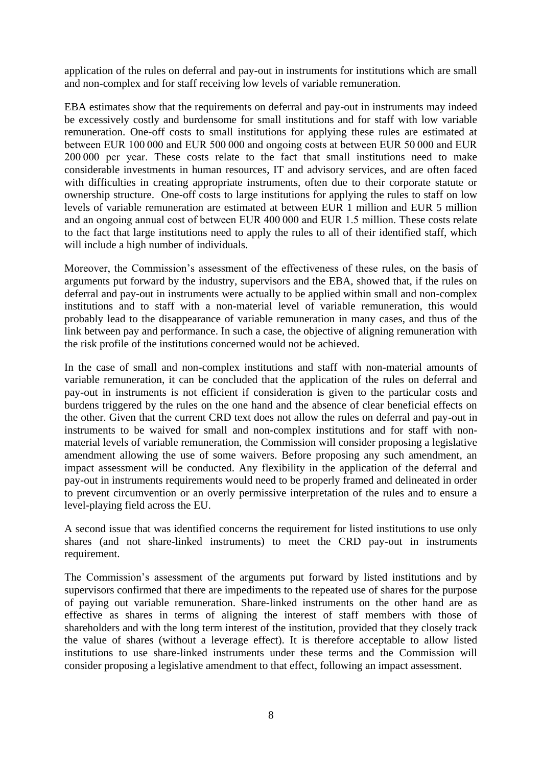application of the rules on deferral and pay-out in instruments for institutions which are small and non-complex and for staff receiving low levels of variable remuneration.

EBA estimates show that the requirements on deferral and pay-out in instruments may indeed be excessively costly and burdensome for small institutions and for staff with low variable remuneration. One-off costs to small institutions for applying these rules are estimated at between EUR 100 000 and EUR 500 000 and ongoing costs at between EUR 50 000 and EUR 200 000 per year. These costs relate to the fact that small institutions need to make considerable investments in human resources, IT and advisory services, and are often faced with difficulties in creating appropriate instruments, often due to their corporate statute or ownership structure. One-off costs to large institutions for applying the rules to staff on low levels of variable remuneration are estimated at between EUR 1 million and EUR 5 million and an ongoing annual cost of between EUR 400 000 and EUR 1.5 million. These costs relate to the fact that large institutions need to apply the rules to all of their identified staff, which will include a high number of individuals.

Moreover, the Commission's assessment of the effectiveness of these rules, on the basis of arguments put forward by the industry, supervisors and the EBA, showed that, if the rules on deferral and pay-out in instruments were actually to be applied within small and non-complex institutions and to staff with a non-material level of variable remuneration, this would probably lead to the disappearance of variable remuneration in many cases, and thus of the link between pay and performance. In such a case, the objective of aligning remuneration with the risk profile of the institutions concerned would not be achieved.

In the case of small and non-complex institutions and staff with non-material amounts of variable remuneration, it can be concluded that the application of the rules on deferral and pay-out in instruments is not efficient if consideration is given to the particular costs and burdens triggered by the rules on the one hand and the absence of clear beneficial effects on the other. Given that the current CRD text does not allow the rules on deferral and pay-out in instruments to be waived for small and non-complex institutions and for staff with non-material levels of variable remuneration, the Commission will consider proposing a legislative amendment allowing the use of some waivers. Before proposing any such amendment, an impact assessment will be conducted. Any flexibility in the application of the deferral and pay-out in instruments requirements would need to be properly framed and delineated in order to prevent circumvention or an overly permissive interpretation of the rules and to ensure a level-playing field across the EU.

A second issue that was identified concerns the requirement for listed institutions to use only shares (and not share-linked instruments) to meet the CRD pay-out in instruments requirement.

The Commission's assessment of the arguments put forward by listed institutions and by supervisors confirmed that there are impediments to the repeated use of shares for the purpose of paying out variable remuneration. Share-linked instruments on the other hand are as effective as shares in terms of aligning the interest of staff members with those of shareholders and with the long term interest of the institution, provided that they closely track the value of shares (without a leverage effect). It is therefore acceptable to allow listed institutions to use share-linked instruments under these terms and the Commission will consider proposing a legislative amendment to that effect, following an impact assessment.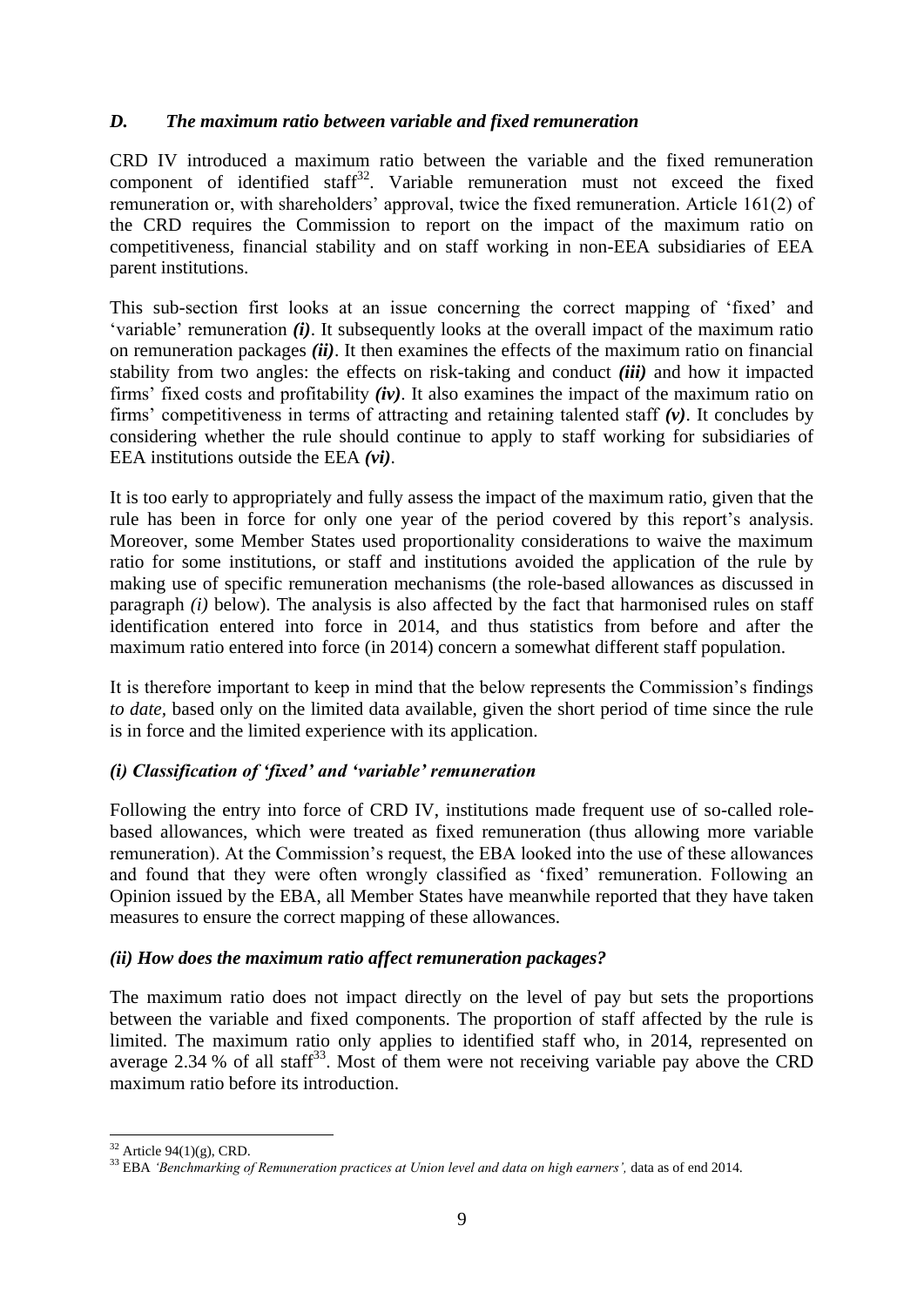### *D. The maximum ratio between variable and fixed remuneration*

CRD IV introduced a maximum ratio between the variable and the fixed remuneration component of identified staff[32]. Variable remuneration must not exceed the fixed remuneration or, with shareholders' approval, twice the fixed remuneration. Article 161(2) of the CRD requires the Commission to report on the impact of the maximum ratio on competitiveness, financial stability and on staff working in non-EEA subsidiaries of EEA parent institutions.

This sub-section first looks at an issue concerning the correct mapping of 'fixed' and 'variable' remuneration ***(i)***. It subsequently looks at the overall impact of the maximum ratio on remuneration packages ***(ii)***. It then examines the effects of the maximum ratio on financial stability from two angles: the effects on risk-taking and conduct ***(iii)*** and how it impacted firms' fixed costs and profitability ***(iv)***. It also examines the impact of the maximum ratio on firms' competitiveness in terms of attracting and retaining talented staff ***(v)***. It concludes by considering whether the rule should continue to apply to staff working for subsidiaries of EEA institutions outside the EEA ***(vi)***.

It is too early to appropriately and fully assess the impact of the maximum ratio, given that the rule has been in force for only one year of the period covered by this report's analysis. Moreover, some Member States used proportionality considerations to waive the maximum ratio for some institutions, or staff and institutions avoided the application of the rule by making use of specific remuneration mechanisms (the role-based allowances as discussed in paragraph *(i)* below). The analysis is also affected by the fact that harmonised rules on staff identification entered into force in 2014, and thus statistics from before and after the maximum ratio entered into force (in 2014) concern a somewhat different staff population.

It is therefore important to keep in mind that the below represents the Commission's findings *to date*, based only on the limited data available, given the short period of time since the rule is in force and the limited experience with its application.

#### *(i) Classification of 'fixed' and 'variable' remuneration*

Following the entry into force of CRD IV, institutions made frequent use of so-called role-based allowances, which were treated as fixed remuneration (thus allowing more variable remuneration). At the Commission's request, the EBA looked into the use of these allowances and found that they were often wrongly classified as 'fixed' remuneration. Following an Opinion issued by the EBA, all Member States have meanwhile reported that they have taken measures to ensure the correct mapping of these allowances.

#### *(ii) How does the maximum ratio affect remuneration packages?*

The maximum ratio does not impact directly on the level of pay but sets the proportions between the variable and fixed components. The proportion of staff affected by the rule is limited. The maximum ratio only applies to identified staff who, in 2014, represented on average 2.34 % of all staff[33]. Most of them were not receiving variable pay above the CRD maximum ratio before its introduction.

---

[32] Article 94(1)(g), CRD.

[33] EBA *'Benchmarking of Remuneration practices at Union level and data on high earners',* data as of end 2014.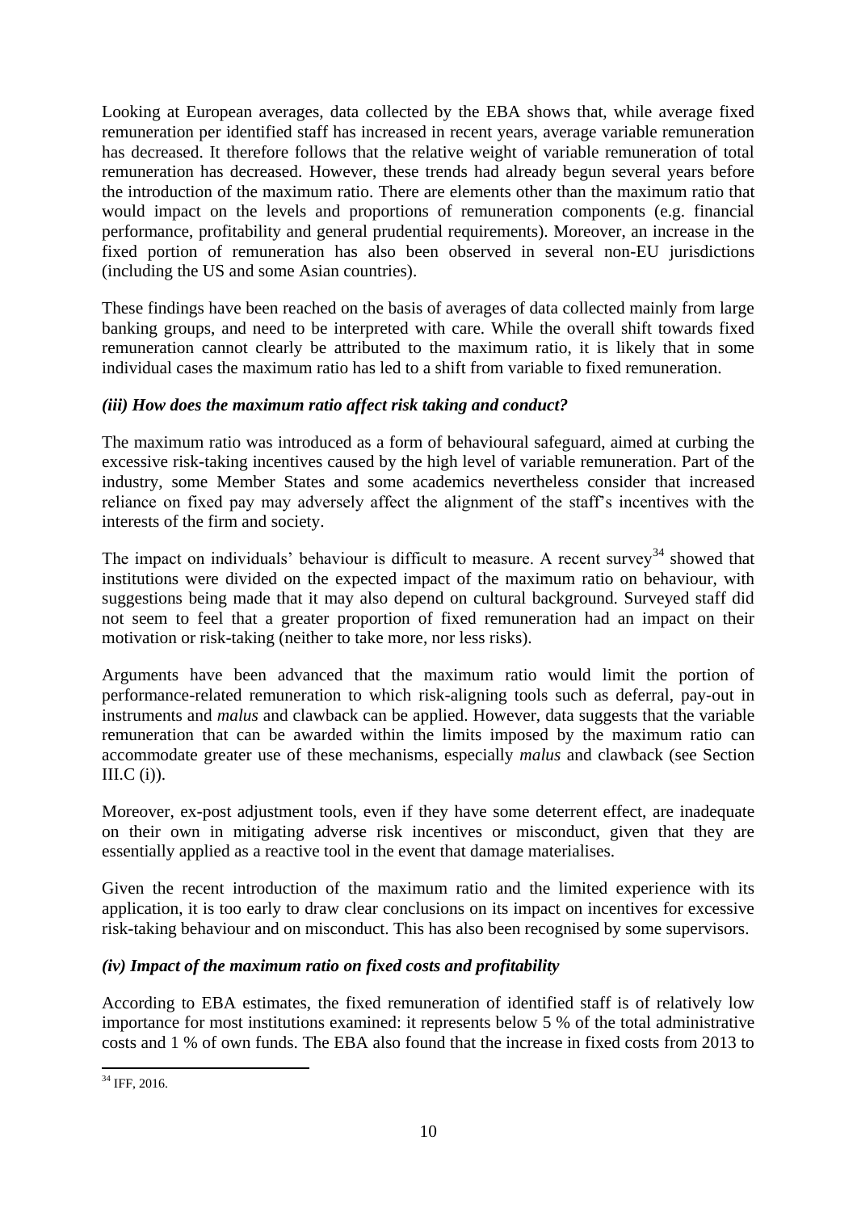Looking at European averages, data collected by the EBA shows that, while average fixed remuneration per identified staff has increased in recent years, average variable remuneration has decreased. It therefore follows that the relative weight of variable remuneration of total remuneration has decreased. However, these trends had already begun several years before the introduction of the maximum ratio. There are elements other than the maximum ratio that would impact on the levels and proportions of remuneration components (e.g. financial performance, profitability and general prudential requirements). Moreover, an increase in the fixed portion of remuneration has also been observed in several non-EU jurisdictions (including the US and some Asian countries).

These findings have been reached on the basis of averages of data collected mainly from large banking groups, and need to be interpreted with care. While the overall shift towards fixed remuneration cannot clearly be attributed to the maximum ratio, it is likely that in some individual cases the maximum ratio has led to a shift from variable to fixed remuneration.

### *(iii) How does the maximum ratio affect risk taking and conduct?*

The maximum ratio was introduced as a form of behavioural safeguard, aimed at curbing the excessive risk-taking incentives caused by the high level of variable remuneration. Part of the industry, some Member States and some academics nevertheless consider that increased reliance on fixed pay may adversely affect the alignment of the staff's incentives with the interests of the firm and society.

The impact on individuals' behaviour is difficult to measure. A recent survey[34] showed that institutions were divided on the expected impact of the maximum ratio on behaviour, with suggestions being made that it may also depend on cultural background. Surveyed staff did not seem to feel that a greater proportion of fixed remuneration had an impact on their motivation or risk-taking (neither to take more, nor less risks).

Arguments have been advanced that the maximum ratio would limit the portion of performance-related remuneration to which risk-aligning tools such as deferral, pay-out in instruments and *malus* and clawback can be applied. However, data suggests that the variable remuneration that can be awarded within the limits imposed by the maximum ratio can accommodate greater use of these mechanisms, especially *malus* and clawback (see Section III.C (i)).

Moreover, ex-post adjustment tools, even if they have some deterrent effect, are inadequate on their own in mitigating adverse risk incentives or misconduct, given that they are essentially applied as a reactive tool in the event that damage materialises.

Given the recent introduction of the maximum ratio and the limited experience with its application, it is too early to draw clear conclusions on its impact on incentives for excessive risk-taking behaviour and on misconduct. This has also been recognised by some supervisors.

### *(iv) Impact of the maximum ratio on fixed costs and profitability*

According to EBA estimates, the fixed remuneration of identified staff is of relatively low importance for most institutions examined: it represents below 5 % of the total administrative costs and 1 % of own funds. The EBA also found that the increase in fixed costs from 2013 to

[34] IFF, 2016.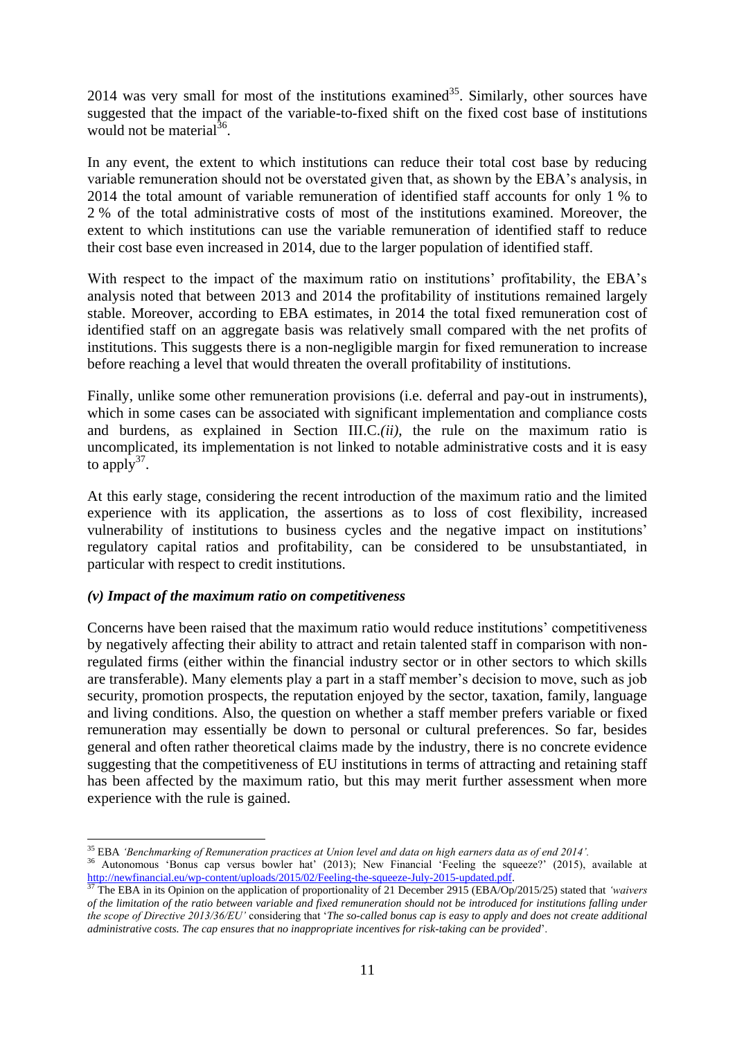2014 was very small for most of the institutions examined[35]. Similarly, other sources have suggested that the impact of the variable-to-fixed shift on the fixed cost base of institutions would not be material[36].

In any event, the extent to which institutions can reduce their total cost base by reducing variable remuneration should not be overstated given that, as shown by the EBA's analysis, in 2014 the total amount of variable remuneration of identified staff accounts for only 1 % to 2 % of the total administrative costs of most of the institutions examined. Moreover, the extent to which institutions can use the variable remuneration of identified staff to reduce their cost base even increased in 2014, due to the larger population of identified staff.

With respect to the impact of the maximum ratio on institutions' profitability, the EBA's analysis noted that between 2013 and 2014 the profitability of institutions remained largely stable. Moreover, according to EBA estimates, in 2014 the total fixed remuneration cost of identified staff on an aggregate basis was relatively small compared with the net profits of institutions. This suggests there is a non-negligible margin for fixed remuneration to increase before reaching a level that would threaten the overall profitability of institutions.

Finally, unlike some other remuneration provisions (i.e. deferral and pay-out in instruments), which in some cases can be associated with significant implementation and compliance costs and burdens, as explained in Section III.C.*(ii)*, the rule on the maximum ratio is uncomplicated, its implementation is not linked to notable administrative costs and it is easy to apply[37].

At this early stage, considering the recent introduction of the maximum ratio and the limited experience with its application, the assertions as to loss of cost flexibility, increased vulnerability of institutions to business cycles and the negative impact on institutions' regulatory capital ratios and profitability, can be considered to be unsubstantiated, in particular with respect to credit institutions.

### *(v) Impact of the maximum ratio on competitiveness*

Concerns have been raised that the maximum ratio would reduce institutions' competitiveness by negatively affecting their ability to attract and retain talented staff in comparison with non-regulated firms (either within the financial industry sector or in other sectors to which skills are transferable). Many elements play a part in a staff member's decision to move, such as job security, promotion prospects, the reputation enjoyed by the sector, taxation, family, language and living conditions. Also, the question on whether a staff member prefers variable or fixed remuneration may essentially be down to personal or cultural preferences. So far, besides general and often rather theoretical claims made by the industry, there is no concrete evidence suggesting that the competitiveness of EU institutions in terms of attracting and retaining staff has been affected by the maximum ratio, but this may merit further assessment when more experience with the rule is gained.

---

[35] EBA *'Benchmarking of Remuneration practices at Union level and data on high earners data as of end 2014'.*

[36] Autonomous 'Bonus cap versus bowler hat' (2013); New Financial 'Feeling the squeeze?' (2015), available at http://newfinancial.eu/wp-content/uploads/2015/02/Feeling-the-squeeze-July-2015-updated.pdf.

[37] The EBA in its Opinion on the application of proportionality of 21 December 2915 (EBA/Op/2015/25) stated that *'waivers of the limitation of the ratio between variable and fixed remuneration should not be introduced for institutions falling under the scope of Directive 2013/36/EU'* considering that '*The so-called bonus cap is easy to apply and does not create additional administrative costs. The cap ensures that no inappropriate incentives for risk-taking can be provided*'.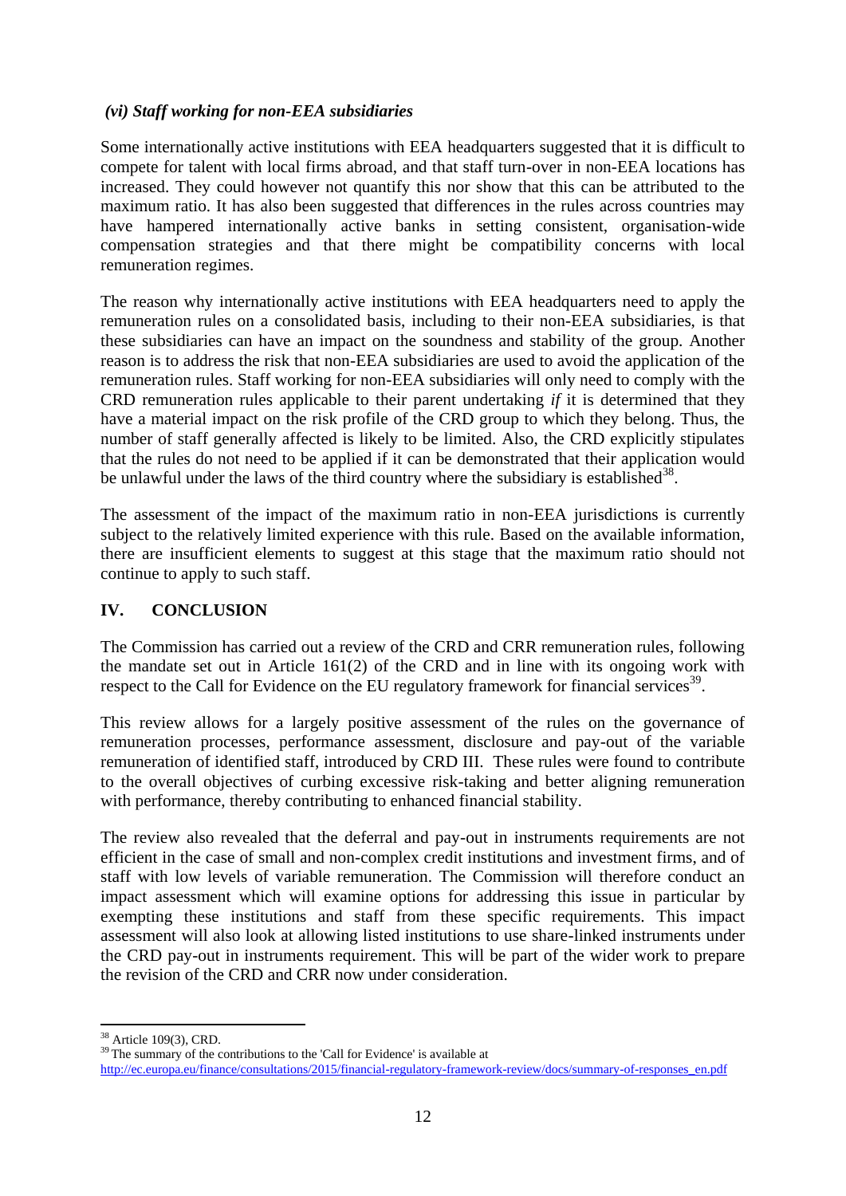### *(vi) Staff working for non-EEA subsidiaries*

Some internationally active institutions with EEA headquarters suggested that it is difficult to compete for talent with local firms abroad, and that staff turn-over in non-EEA locations has increased. They could however not quantify this nor show that this can be attributed to the maximum ratio. It has also been suggested that differences in the rules across countries may have hampered internationally active banks in setting consistent, organisation-wide compensation strategies and that there might be compatibility concerns with local remuneration regimes.

The reason why internationally active institutions with EEA headquarters need to apply the remuneration rules on a consolidated basis, including to their non-EEA subsidiaries, is that these subsidiaries can have an impact on the soundness and stability of the group. Another reason is to address the risk that non-EEA subsidiaries are used to avoid the application of the remuneration rules. Staff working for non-EEA subsidiaries will only need to comply with the CRD remuneration rules applicable to their parent undertaking *if* it is determined that they have a material impact on the risk profile of the CRD group to which they belong. Thus, the number of staff generally affected is likely to be limited. Also, the CRD explicitly stipulates that the rules do not need to be applied if it can be demonstrated that their application would be unlawful under the laws of the third country where the subsidiary is established[38].

The assessment of the impact of the maximum ratio in non-EEA jurisdictions is currently subject to the relatively limited experience with this rule. Based on the available information, there are insufficient elements to suggest at this stage that the maximum ratio should not continue to apply to such staff.

## IV. CONCLUSION

The Commission has carried out a review of the CRD and CRR remuneration rules, following the mandate set out in Article 161(2) of the CRD and in line with its ongoing work with respect to the Call for Evidence on the EU regulatory framework for financial services[39].

This review allows for a largely positive assessment of the rules on the governance of remuneration processes, performance assessment, disclosure and pay-out of the variable remuneration of identified staff, introduced by CRD III. These rules were found to contribute to the overall objectives of curbing excessive risk-taking and better aligning remuneration with performance, thereby contributing to enhanced financial stability.

The review also revealed that the deferral and pay-out in instruments requirements are not efficient in the case of small and non-complex credit institutions and investment firms, and of staff with low levels of variable remuneration. The Commission will therefore conduct an impact assessment which will examine options for addressing this issue in particular by exempting these institutions and staff from these specific requirements. This impact assessment will also look at allowing listed institutions to use share-linked instruments under the CRD pay-out in instruments requirement. This will be part of the wider work to prepare the revision of the CRD and CRR now under consideration.

---

[38] Article 109(3), CRD.

[39] The summary of the contributions to the 'Call for Evidence' is available at http://ec.europa.eu/finance/consultations/2015/financial-regulatory-framework-review/docs/summary-of-responses_en.pdf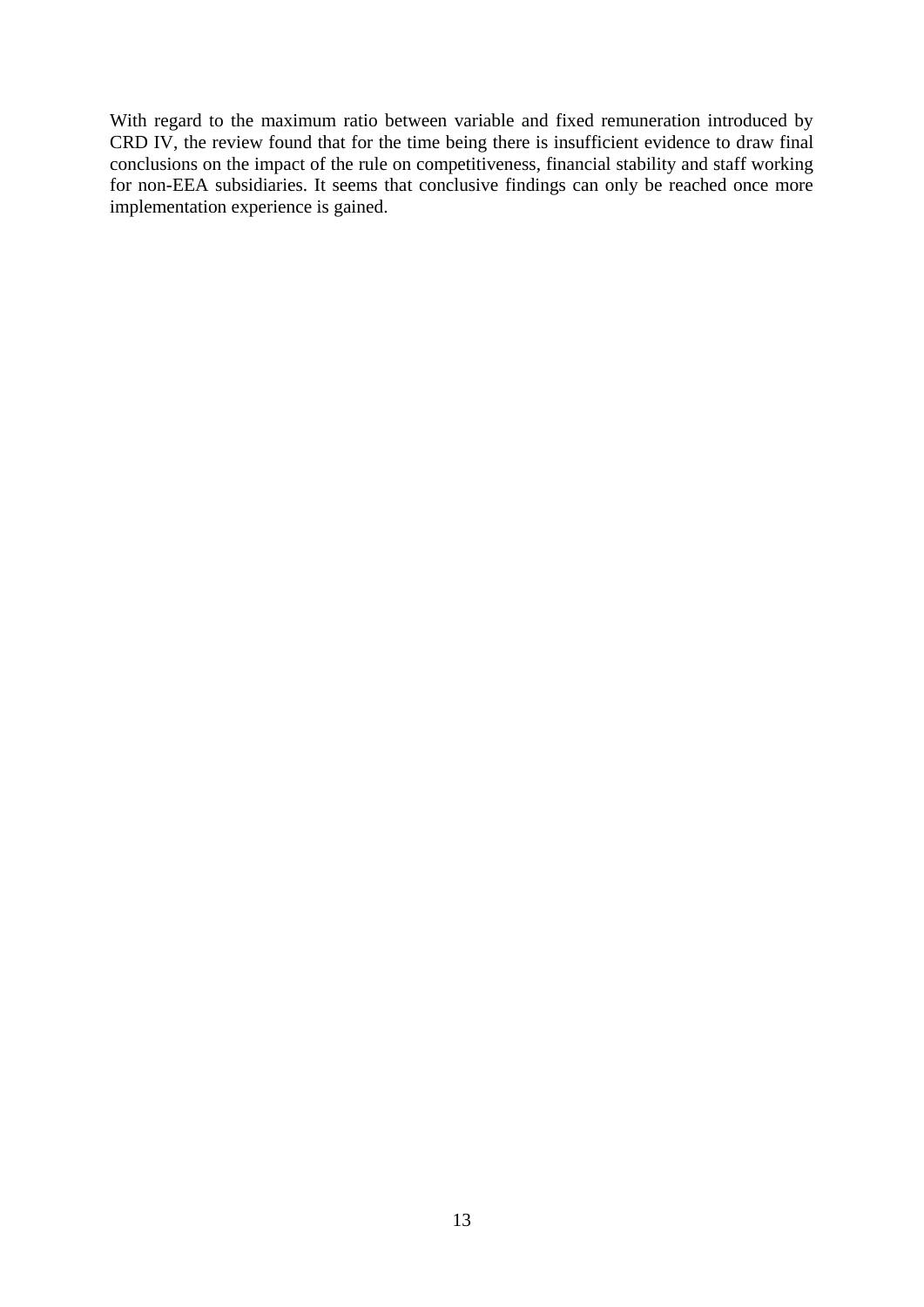With regard to the maximum ratio between variable and fixed remuneration introduced by CRD IV, the review found that for the time being there is insufficient evidence to draw final conclusions on the impact of the rule on competitiveness, financial stability and staff working for non-EEA subsidiaries. It seems that conclusive findings can only be reached once more implementation experience is gained.